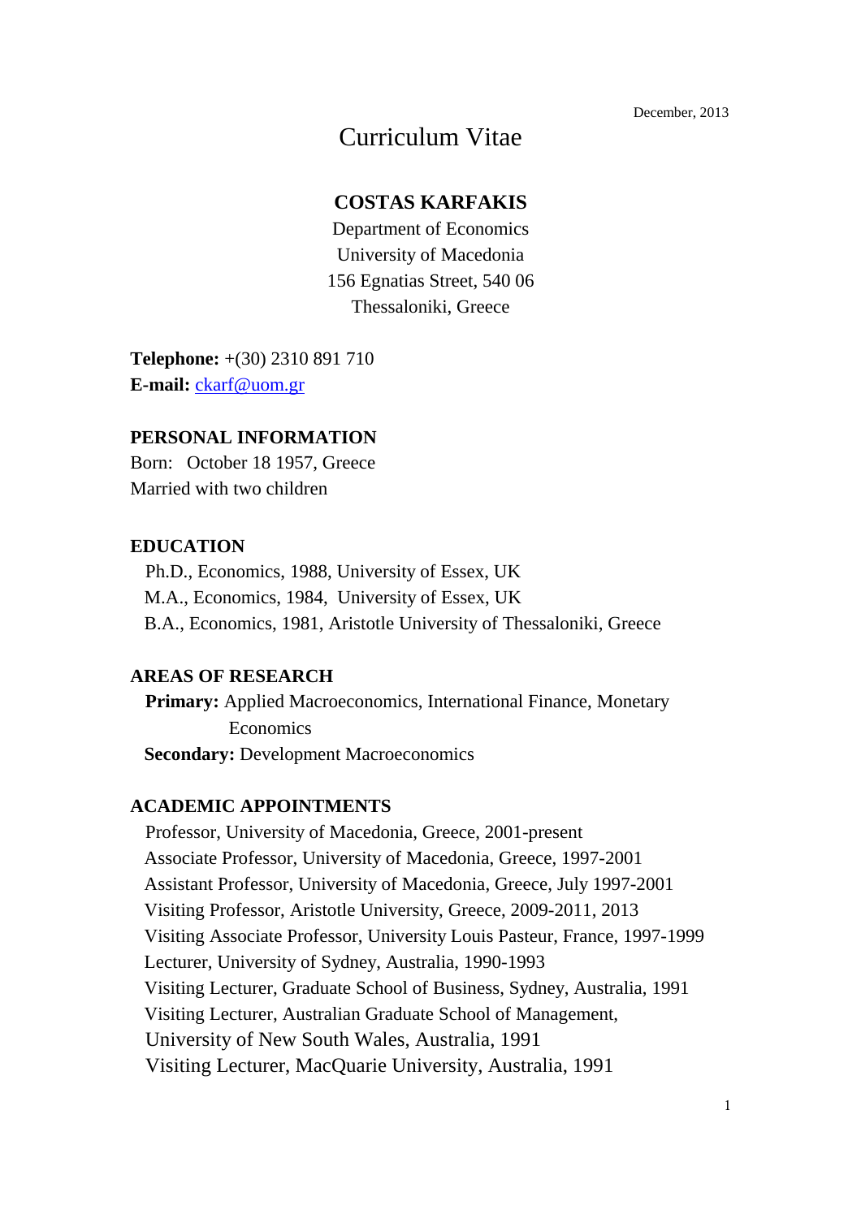December, 2013

# Curriculum Vitae

## COSTAS KARFAKIS

Department of Economics
University of Macedonia
156 Egnatias Street, 540 06
Thessaloniki, Greece

**Telephone:** +(30) 2310 891 710
**E-mail:** [ckarf@uom.gr](mailto:ckarf@uom.gr)

### PERSONAL INFORMATION

Born: October 18 1957, Greece
Married with two children

### EDUCATION

Ph.D., Economics, 1988, University of Essex, UK
M.A., Economics, 1984, University of Essex, UK
B.A., Economics, 1981, Aristotle University of Thessaloniki, Greece

### AREAS OF RESEARCH

**Primary:** Applied Macroeconomics, International Finance, Monetary Economics
**Secondary:** Development Macroeconomics

### ACADEMIC APPOINTMENTS

Professor, University of Macedonia, Greece, 2001-present
Associate Professor, University of Macedonia, Greece, 1997-2001
Assistant Professor, University of Macedonia, Greece, July 1997-2001
Visiting Professor, Aristotle University, Greece, 2009-2011, 2013
Visiting Associate Professor, University Louis Pasteur, France, 1997-1999
Lecturer, University of Sydney, Australia, 1990-1993
Visiting Lecturer, Graduate School of Business, Sydney, Australia, 1991
Visiting Lecturer, Australian Graduate School of Management, University of New South Wales, Australia, 1991
Visiting Lecturer, MacQuarie University, Australia, 1991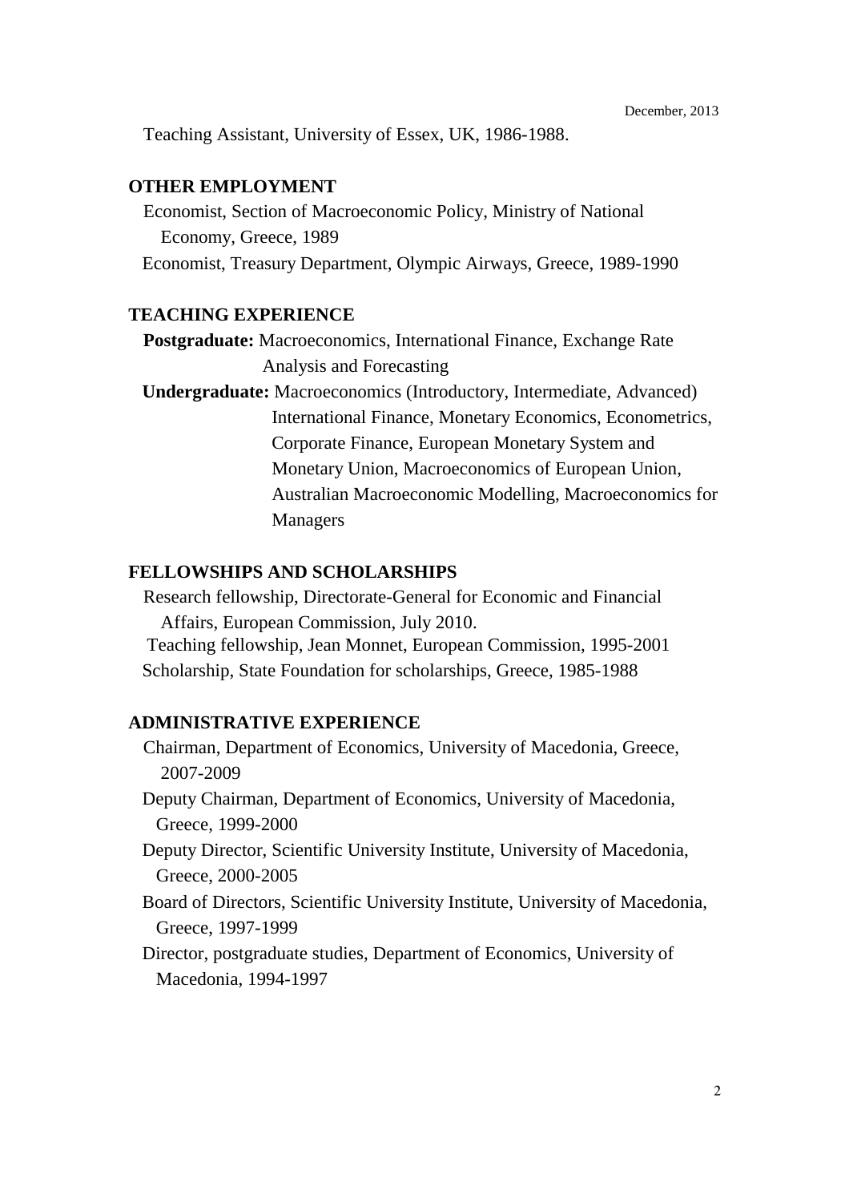Teaching Assistant, University of Essex, UK, 1986-1988.

## OTHER EMPLOYMENT

Economist, Section of Macroeconomic Policy, Ministry of National Economy, Greece, 1989

Economist, Treasury Department, Olympic Airways, Greece, 1989-1990

## TEACHING EXPERIENCE

**Postgraduate:** Macroeconomics, International Finance, Exchange Rate Analysis and Forecasting

**Undergraduate:** Macroeconomics (Introductory, Intermediate, Advanced) International Finance, Monetary Economics, Econometrics, Corporate Finance, European Monetary System and Monetary Union, Macroeconomics of European Union, Australian Macroeconomic Modelling, Macroeconomics for Managers

## FELLOWSHIPS AND SCHOLARSHIPS

Research fellowship, Directorate-General for Economic and Financial Affairs, European Commission, July 2010.

Teaching fellowship, Jean Monnet, European Commission, 1995-2001

Scholarship, State Foundation for scholarships, Greece, 1985-1988

## ADMINISTRATIVE EXPERIENCE

Chairman, Department of Economics, University of Macedonia, Greece, 2007-2009

Deputy Chairman, Department of Economics, University of Macedonia, Greece, 1999-2000

Deputy Director, Scientific University Institute, University of Macedonia, Greece, 2000-2005

Board of Directors, Scientific University Institute, University of Macedonia, Greece, 1997-1999

Director, postgraduate studies, Department of Economics, University of Macedonia, 1994-1997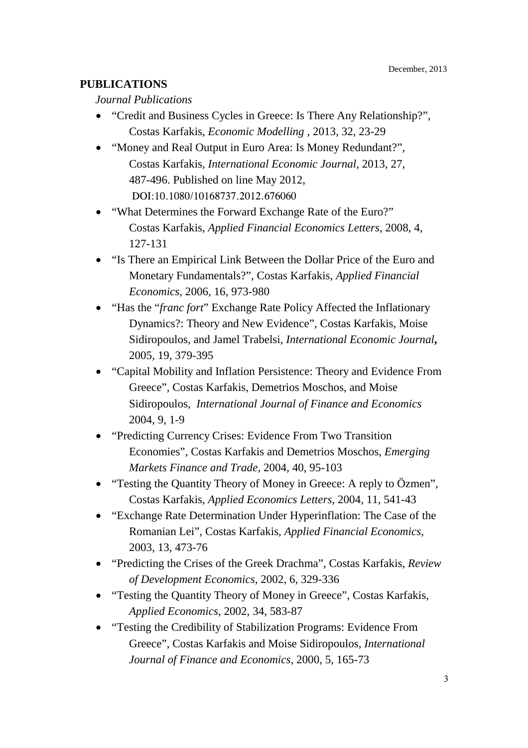December, 2013

**PUBLICATIONS**

*Journal Publications*

- "Credit and Business Cycles in Greece: Is There Any Relationship?", Costas Karfakis, *Economic Modelling* , 2013, 32, 23-29
- "Money and Real Output in Euro Area: Is Money Redundant?", Costas Karfakis, *International Economic Journal*, 2013, 27, 487-496. Published on line May 2012, DOI:10.1080/10168737.2012.676060
- "What Determines the Forward Exchange Rate of the Euro?" Costas Karfakis, *Applied Financial Economics Letters*, 2008, 4, 127-131
- "Is There an Empirical Link Between the Dollar Price of the Euro and Monetary Fundamentals?", Costas Karfakis, *Applied Financial Economics*, 2006, 16, 973-980
- "Has the "*franc fort*" Exchange Rate Policy Affected the Inflationary Dynamics?: Theory and New Evidence", Costas Karfakis, Moise Sidiropoulos, and Jamel Trabelsi, *International Economic Journal***,** 2005, 19, 379-395
- "Capital Mobility and Inflation Persistence: Theory and Evidence From Greece", Costas Karfakis, Demetrios Moschos, and Moise Sidiropoulos, *International Journal of Finance and Economics* 2004, 9, 1-9
- "Predicting Currency Crises: Evidence From Two Transition Economies", Costas Karfakis and Demetrios Moschos, *Emerging Markets Finance and Trade*, 2004, 40, 95-103
- "Testing the Quantity Theory of Money in Greece: A reply to Özmen", Costas Karfakis, *Applied Economics Letters*, 2004, 11, 541-43
- "Exchange Rate Determination Under Hyperinflation: The Case of the Romanian Lei", Costas Karfakis, *Applied Financial Economics*, 2003, 13, 473-76
- "Predicting the Crises of the Greek Drachma", Costas Karfakis, *Review of Development Economics*, 2002, 6, 329-336
- "Testing the Quantity Theory of Money in Greece", Costas Karfakis, *Applied Economics*, 2002, 34, 583-87
- "Testing the Credibility of Stabilization Programs: Evidence From Greece", Costas Karfakis and Moise Sidiropoulos, *International Journal of Finance and Economics*, 2000, 5, 165-73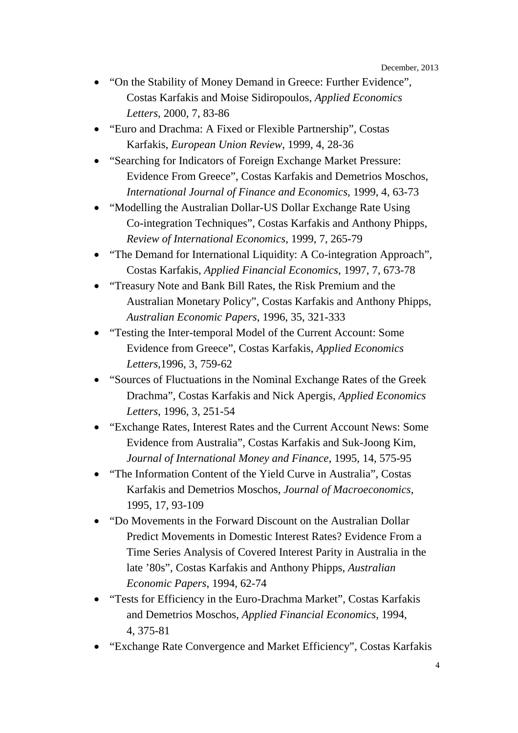- "On the Stability of Money Demand in Greece: Further Evidence", Costas Karfakis and Moise Sidiropoulos, *Applied Economics Letters,* 2000, 7, 83-86
- "Euro and Drachma: A Fixed or Flexible Partnership", Costas Karfakis, *European Union Review*, 1999, 4, 28-36
- "Searching for Indicators of Foreign Exchange Market Pressure: Evidence From Greece", Costas Karfakis and Demetrios Moschos, *International Journal of Finance and Economics*, 1999, 4, 63-73
- "Modelling the Australian Dollar-US Dollar Exchange Rate Using Co-integration Techniques", Costas Karfakis and Anthony Phipps, *Review of International Economics*, 1999, 7, 265-79
- "The Demand for International Liquidity: A Co-integration Approach", Costas Karfakis, *Applied Financial Economics*, 1997, 7, 673-78
- "Treasury Note and Bank Bill Rates, the Risk Premium and the Australian Monetary Policy", Costas Karfakis and Anthony Phipps, *Australian Economic Papers*, 1996, 35, 321-333
- "Testing the Inter-temporal Model of the Current Account: Some Evidence from Greece", Costas Karfakis, *Applied Economics Letters,*1996, 3, 759-62
- "Sources of Fluctuations in the Nominal Exchange Rates of the Greek Drachma", Costas Karfakis and Nick Apergis, *Applied Economics Letters*, 1996, 3, 251-54
- "Exchange Rates, Interest Rates and the Current Account News: Some Evidence from Australia", Costas Karfakis and Suk-Joong Kim, *Journal of International Money and Finance*, 1995, 14, 575-95
- "The Information Content of the Yield Curve in Australia", Costas Karfakis and Demetrios Moschos, *Journal of Macroeconomics*, 1995, 17, 93-109
- "Do Movements in the Forward Discount on the Australian Dollar Predict Movements in Domestic Interest Rates? Evidence From a Time Series Analysis of Covered Interest Parity in Australia in the late '80s", Costas Karfakis and Anthony Phipps, *Australian Economic Papers*, 1994, 62-74
- "Tests for Efficiency in the Euro-Drachma Market", Costas Karfakis and Demetrios Moschos, *Applied Financial Economics*, 1994, 4, 375-81
- "Exchange Rate Convergence and Market Efficiency", Costas Karfakis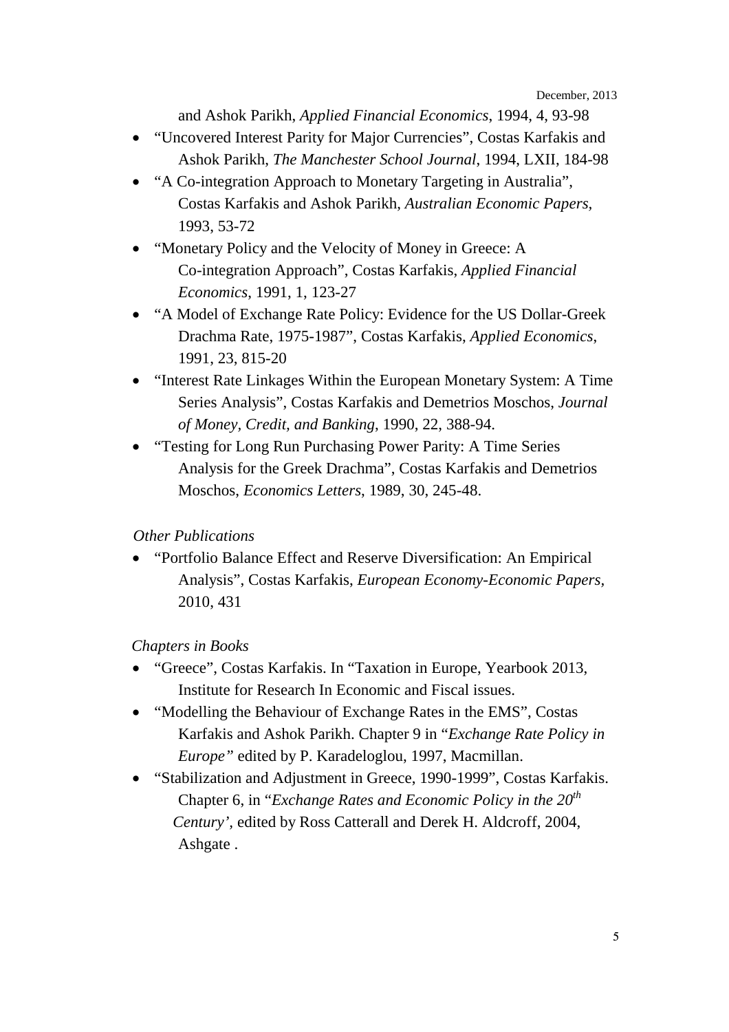and Ashok Parikh, *Applied Financial Economics*, 1994, 4, 93-98

- "Uncovered Interest Parity for Major Currencies", Costas Karfakis and Ashok Parikh, *The Manchester School Journal*, 1994, LXII, 184-98
- "A Co-integration Approach to Monetary Targeting in Australia", Costas Karfakis and Ashok Parikh, *Australian Economic Papers*, 1993, 53-72
- "Monetary Policy and the Velocity of Money in Greece: A Co-integration Approach", Costas Karfakis, *Applied Financial Economics*, 1991, 1, 123-27
- "A Model of Exchange Rate Policy: Evidence for the US Dollar-Greek Drachma Rate, 1975-1987", Costas Karfakis, *Applied Economics*, 1991, 23, 815-20
- "Interest Rate Linkages Within the European Monetary System: A Time Series Analysis", Costas Karfakis and Demetrios Moschos, *Journal of Money, Credit, and Banking*, 1990, 22, 388-94.
- "Testing for Long Run Purchasing Power Parity: A Time Series Analysis for the Greek Drachma", Costas Karfakis and Demetrios Moschos, *Economics Letters*, 1989, 30, 245-48.

*Other Publications*

- "Portfolio Balance Effect and Reserve Diversification: An Empirical Analysis", Costas Karfakis, *European Economy-Economic Papers*, 2010, 431

*Chapters in Books*

- "Greece", Costas Karfakis. In "Taxation in Europe, Yearbook 2013, Institute for Research In Economic and Fiscal issues.
- "Modelling the Behaviour of Exchange Rates in the EMS", Costas Karfakis and Ashok Parikh. Chapter 9 in "*Exchange Rate Policy in Europe*" edited by P. Karadeloglou, 1997, Macmillan.
- "Stabilization and Adjustment in Greece, 1990-1999", Costas Karfakis. Chapter 6, in "*Exchange Rates and Economic Policy in the 20th Century'*, edited by Ross Catterall and Derek H. Aldcroff, 2004, Ashgate .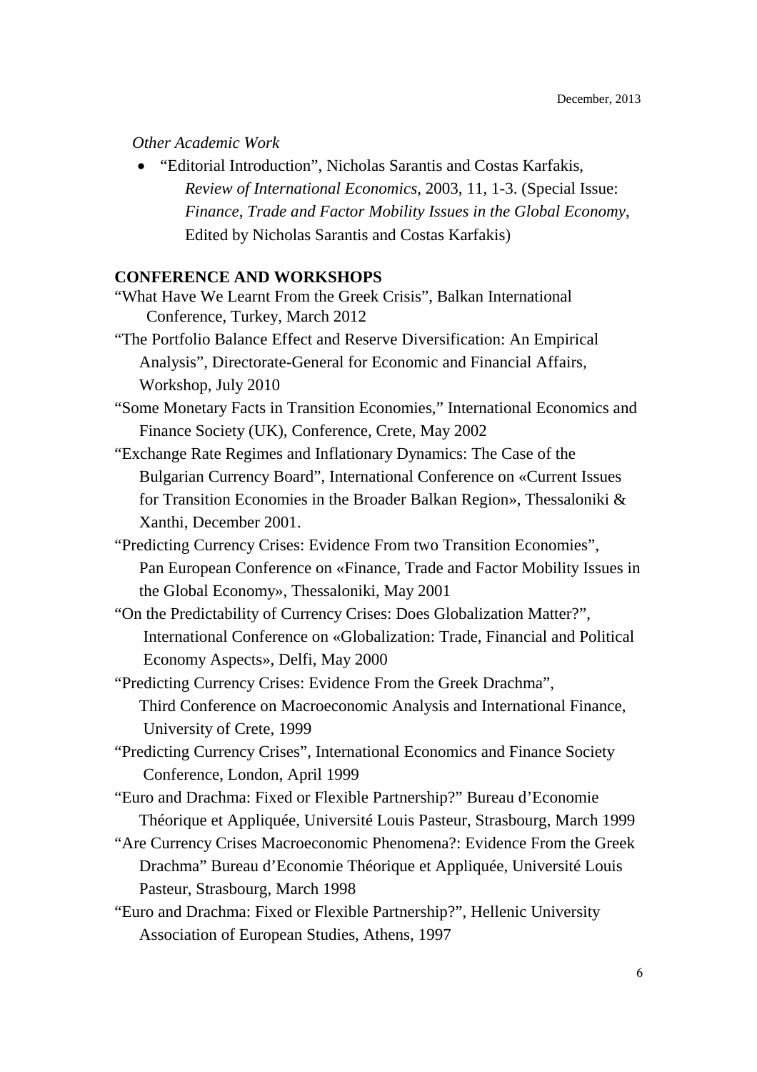*Other Academic Work*

- "Editorial Introduction", Nicholas Sarantis and Costas Karfakis, *Review of International Economics*, 2003, 11, 1-3. (Special Issue: *Finance, Trade and Factor Mobility Issues in the Global Economy*, Edited by Nicholas Sarantis and Costas Karfakis)

**CONFERENCE AND WORKSHOPS**

"What Have We Learnt From the Greek Crisis", Balkan International Conference, Turkey, March 2012

"The Portfolio Balance Effect and Reserve Diversification: An Empirical Analysis", Directorate-General for Economic and Financial Affairs, Workshop, July 2010

"Some Monetary Facts in Transition Economies," International Economics and Finance Society (UK), Conference, Crete, May 2002

"Exchange Rate Regimes and Inflationary Dynamics: The Case of the Bulgarian Currency Board", International Conference on «Current Issues for Transition Economies in the Broader Balkan Region», Thessaloniki & Xanthi, December 2001.

"Predicting Currency Crises: Evidence From two Transition Economies", Pan European Conference on «Finance, Trade and Factor Mobility Issues in the Global Economy», Thessaloniki, May 2001

"On the Predictability of Currency Crises: Does Globalization Matter?", International Conference on «Globalization: Trade, Financial and Political Economy Aspects», Delfi, May 2000

"Predicting Currency Crises: Evidence From the Greek Drachma", Third Conference on Macroeconomic Analysis and International Finance, University of Crete, 1999

"Predicting Currency Crises", International Economics and Finance Society Conference, London, April 1999

"Euro and Drachma: Fixed or Flexible Partnership?" Bureau d'Economie Théorique et Appliquée, Université Louis Pasteur, Strasbourg, March 1999

"Are Currency Crises Macroeconomic Phenomena?: Evidence From the Greek Drachma" Bureau d'Economie Théorique et Appliquée, Université Louis Pasteur, Strasbourg, March 1998

"Euro and Drachma: Fixed or Flexible Partnership?", Hellenic University Association of European Studies, Athens, 1997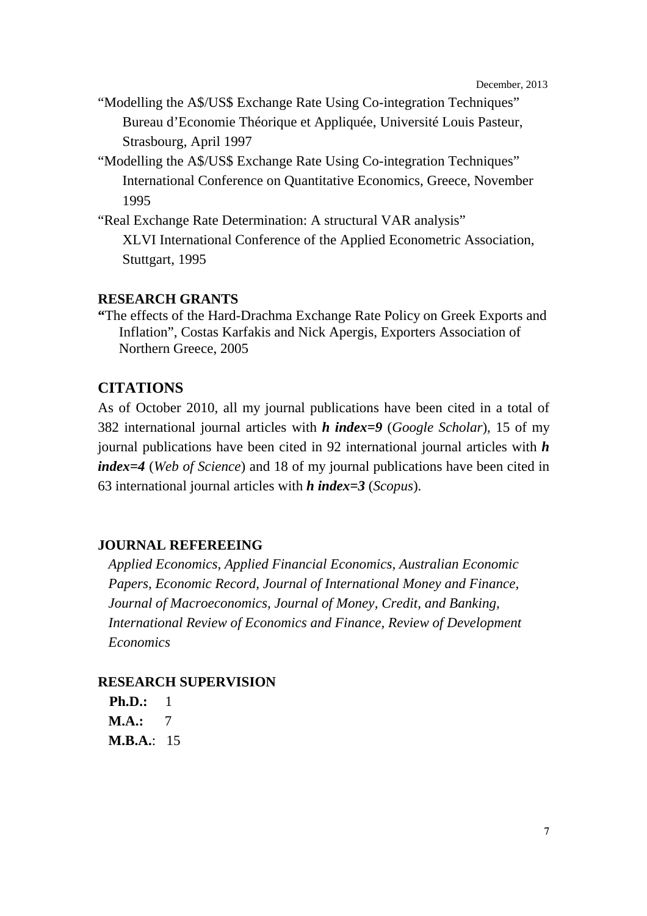"Modelling the A$/US$ Exchange Rate Using Co-integration Techniques"
Bureau d'Economie Théorique et Appliquée, Université Louis Pasteur, Strasbourg, April 1997

"Modelling the A$/US$ Exchange Rate Using Co-integration Techniques"
International Conference on Quantitative Economics, Greece, November 1995

"Real Exchange Rate Determination: A structural VAR analysis"
XLVI International Conference of the Applied Econometric Association, Stuttgart, 1995

### RESEARCH GRANTS

**"**The effects of the Hard-Drachma Exchange Rate Policy on Greek Exports and Inflation", Costas Karfakis and Nick Apergis, Exporters Association of Northern Greece, 2005

## CITATIONS

As of October 2010, all my journal publications have been cited in a total of 382 international journal articles with ***h index=9*** (*Google Scholar*), 15 of my journal publications have been cited in 92 international journal articles with ***h index=4*** (*Web of Science*) and 18 of my journal publications have been cited in 63 international journal articles with ***h index=3*** (*Scopus*).

### JOURNAL REFEREEING

*Applied Economics, Applied Financial Economics, Australian Economic Papers, Economic Record, Journal of International Money and Finance, Journal of Macroeconomics, Journal of Money, Credit, and Banking, International Review of Economics and Finance, Review of Development Economics*

### RESEARCH SUPERVISION

**Ph.D.:** 1
**M.A.:** 7
**M.B.A.**: 15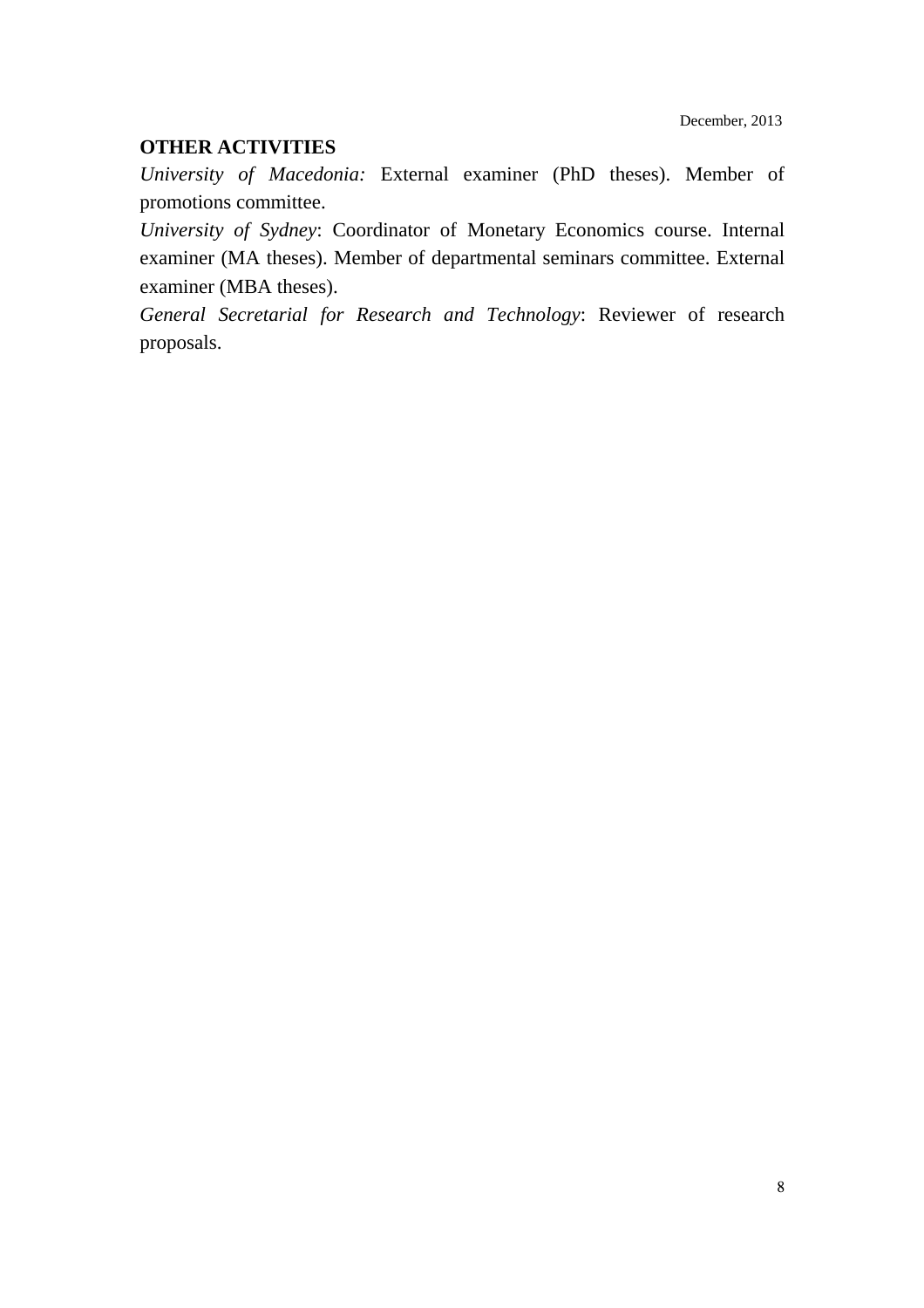December, 2013

## OTHER ACTIVITIES

*University of Macedonia:* External examiner (PhD theses). Member of promotions committee.

*University of Sydney*: Coordinator of Monetary Economics course. Internal examiner (MA theses). Member of departmental seminars committee. External examiner (MBA theses).

*General Secretarial for Research and Technology*: Reviewer of research proposals.